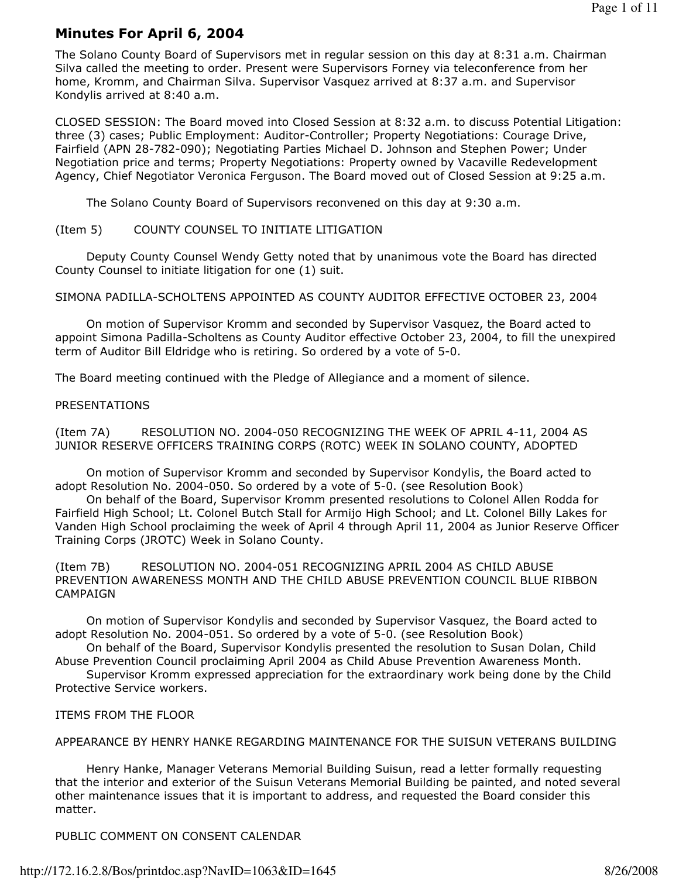# Minutes For April 6, 2004

The Solano County Board of Supervisors met in regular session on this day at 8:31 a.m. Chairman Silva called the meeting to order. Present were Supervisors Forney via teleconference from her home, Kromm, and Chairman Silva. Supervisor Vasquez arrived at 8:37 a.m. and Supervisor Kondylis arrived at 8:40 a.m.

CLOSED SESSION: The Board moved into Closed Session at 8:32 a.m. to discuss Potential Litigation: three (3) cases; Public Employment: Auditor-Controller; Property Negotiations: Courage Drive, Fairfield (APN 28-782-090); Negotiating Parties Michael D. Johnson and Stephen Power; Under Negotiation price and terms; Property Negotiations: Property owned by Vacaville Redevelopment Agency, Chief Negotiator Veronica Ferguson. The Board moved out of Closed Session at 9:25 a.m.

The Solano County Board of Supervisors reconvened on this day at 9:30 a.m.

(Item 5) COUNTY COUNSEL TO INITIATE LITIGATION

Deputy County Counsel Wendy Getty noted that by unanimous vote the Board has directed County Counsel to initiate litigation for one (1) suit.

SIMONA PADILLA-SCHOLTENS APPOINTED AS COUNTY AUDITOR EFFECTIVE OCTOBER 23, 2004

On motion of Supervisor Kromm and seconded by Supervisor Vasquez, the Board acted to appoint Simona Padilla-Scholtens as County Auditor effective October 23, 2004, to fill the unexpired term of Auditor Bill Eldridge who is retiring. So ordered by a vote of 5-0.

The Board meeting continued with the Pledge of Allegiance and a moment of silence.

PRESENTATIONS

(Item 7A) RESOLUTION NO. 2004-050 RECOGNIZING THE WEEK OF APRIL 4-11, 2004 AS JUNIOR RESERVE OFFICERS TRAINING CORPS (ROTC) WEEK IN SOLANO COUNTY, ADOPTED

On motion of Supervisor Kromm and seconded by Supervisor Kondylis, the Board acted to adopt Resolution No. 2004-050. So ordered by a vote of 5-0. (see Resolution Book)

On behalf of the Board, Supervisor Kromm presented resolutions to Colonel Allen Rodda for Fairfield High School; Lt. Colonel Butch Stall for Armijo High School; and Lt. Colonel Billy Lakes for Vanden High School proclaiming the week of April 4 through April 11, 2004 as Junior Reserve Officer Training Corps (JROTC) Week in Solano County.

(Item 7B) RESOLUTION NO. 2004-051 RECOGNIZING APRIL 2004 AS CHILD ABUSE PREVENTION AWARENESS MONTH AND THE CHILD ABUSE PREVENTION COUNCIL BLUE RIBBON CAMPAIGN

On motion of Supervisor Kondylis and seconded by Supervisor Vasquez, the Board acted to adopt Resolution No. 2004-051. So ordered by a vote of 5-0. (see Resolution Book)

On behalf of the Board, Supervisor Kondylis presented the resolution to Susan Dolan, Child Abuse Prevention Council proclaiming April 2004 as Child Abuse Prevention Awareness Month.

Supervisor Kromm expressed appreciation for the extraordinary work being done by the Child Protective Service workers.

ITEMS FROM THE FLOOR

APPEARANCE BY HENRY HANKE REGARDING MAINTENANCE FOR THE SUISUN VETERANS BUILDING

Henry Hanke, Manager Veterans Memorial Building Suisun, read a letter formally requesting that the interior and exterior of the Suisun Veterans Memorial Building be painted, and noted several other maintenance issues that it is important to address, and requested the Board consider this matter.

PUBLIC COMMENT ON CONSENT CALENDAR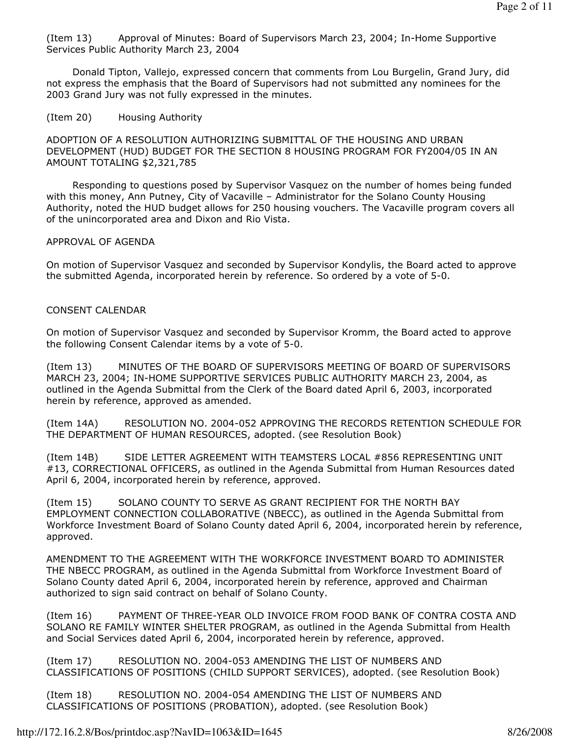(Item 13) Approval of Minutes: Board of Supervisors March 23, 2004; In-Home Supportive Services Public Authority March 23, 2004

Donald Tipton, Vallejo, expressed concern that comments from Lou Burgelin, Grand Jury, did not express the emphasis that the Board of Supervisors had not submitted any nominees for the 2003 Grand Jury was not fully expressed in the minutes.

(Item 20) Housing Authority

ADOPTION OF A RESOLUTION AUTHORIZING SUBMITTAL OF THE HOUSING AND URBAN DEVELOPMENT (HUD) BUDGET FOR THE SECTION 8 HOUSING PROGRAM FOR FY2004/05 IN AN AMOUNT TOTALING $2,321,785

Responding to questions posed by Supervisor Vasquez on the number of homes being funded with this money, Ann Putney, City of Vacaville – Administrator for the Solano County Housing Authority, noted the HUD budget allows for 250 housing vouchers. The Vacaville program covers all of the unincorporated area and Dixon and Rio Vista.

APPROVAL OF AGENDA

On motion of Supervisor Vasquez and seconded by Supervisor Kondylis, the Board acted to approve the submitted Agenda, incorporated herein by reference. So ordered by a vote of 5-0.

CONSENT CALENDAR

On motion of Supervisor Vasquez and seconded by Supervisor Kromm, the Board acted to approve the following Consent Calendar items by a vote of 5-0.

(Item 13) MINUTES OF THE BOARD OF SUPERVISORS MEETING OF BOARD OF SUPERVISORS MARCH 23, 2004; IN-HOME SUPPORTIVE SERVICES PUBLIC AUTHORITY MARCH 23, 2004, as outlined in the Agenda Submittal from the Clerk of the Board dated April 6, 2003, incorporated herein by reference, approved as amended.

(Item 14A) RESOLUTION NO. 2004-052 APPROVING THE RECORDS RETENTION SCHEDULE FOR THE DEPARTMENT OF HUMAN RESOURCES, adopted. (see Resolution Book)

(Item 14B) SIDE LETTER AGREEMENT WITH TEAMSTERS LOCAL #856 REPRESENTING UNIT #13, CORRECTIONAL OFFICERS, as outlined in the Agenda Submittal from Human Resources dated April 6, 2004, incorporated herein by reference, approved.

(Item 15) SOLANO COUNTY TO SERVE AS GRANT RECIPIENT FOR THE NORTH BAY EMPLOYMENT CONNECTION COLLABORATIVE (NBECC), as outlined in the Agenda Submittal from Workforce Investment Board of Solano County dated April 6, 2004, incorporated herein by reference, approved.

AMENDMENT TO THE AGREEMENT WITH THE WORKFORCE INVESTMENT BOARD TO ADMINISTER THE NBECC PROGRAM, as outlined in the Agenda Submittal from Workforce Investment Board of Solano County dated April 6, 2004, incorporated herein by reference, approved and Chairman authorized to sign said contract on behalf of Solano County.

(Item 16) PAYMENT OF THREE-YEAR OLD INVOICE FROM FOOD BANK OF CONTRA COSTA AND SOLANO RE FAMILY WINTER SHELTER PROGRAM, as outlined in the Agenda Submittal from Health and Social Services dated April 6, 2004, incorporated herein by reference, approved.

(Item 17) RESOLUTION NO. 2004-053 AMENDING THE LIST OF NUMBERS AND CLASSIFICATIONS OF POSITIONS (CHILD SUPPORT SERVICES), adopted. (see Resolution Book)

(Item 18) RESOLUTION NO. 2004-054 AMENDING THE LIST OF NUMBERS AND CLASSIFICATIONS OF POSITIONS (PROBATION), adopted. (see Resolution Book)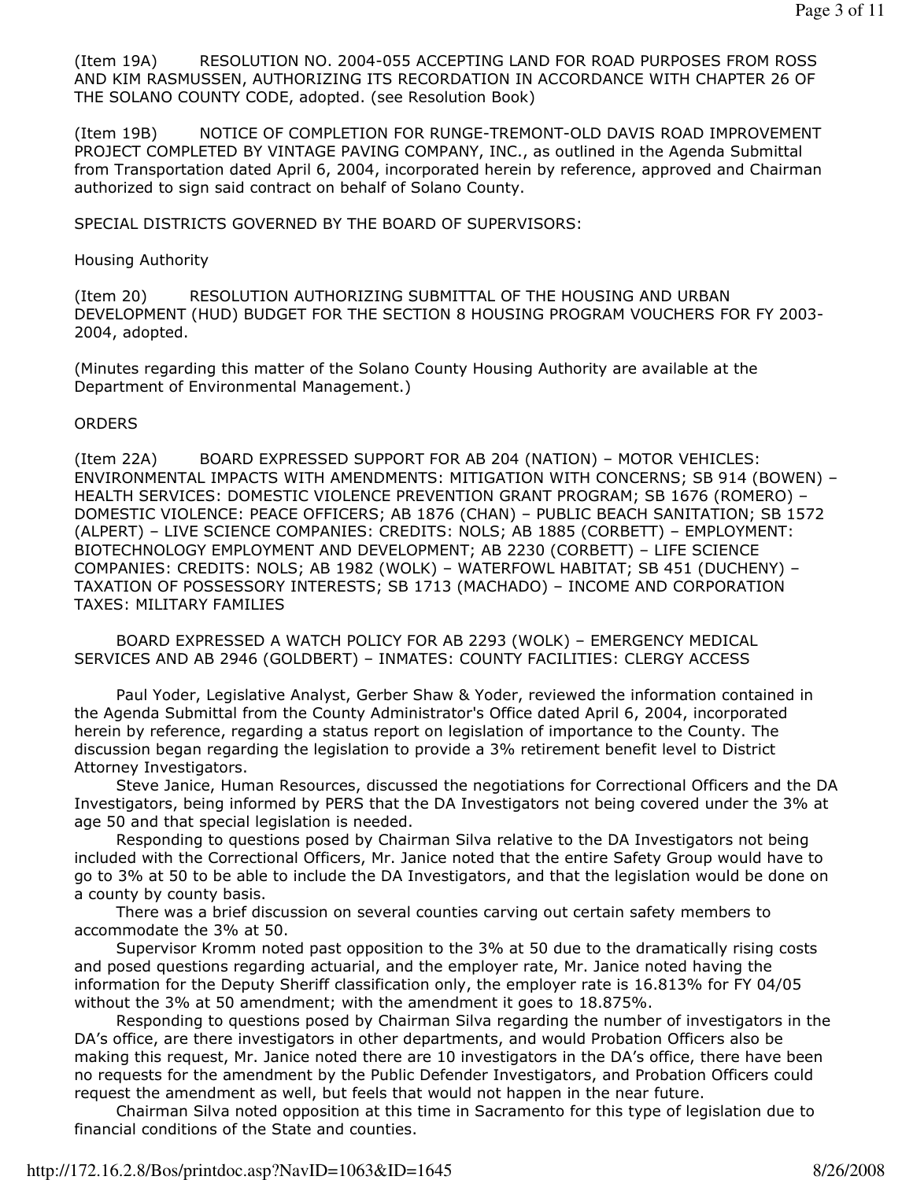(Item 19A) RESOLUTION NO. 2004-055 ACCEPTING LAND FOR ROAD PURPOSES FROM ROSS AND KIM RASMUSSEN, AUTHORIZING ITS RECORDATION IN ACCORDANCE WITH CHAPTER 26 OF THE SOLANO COUNTY CODE, adopted. (see Resolution Book)

(Item 19B) NOTICE OF COMPLETION FOR RUNGE-TREMONT-OLD DAVIS ROAD IMPROVEMENT PROJECT COMPLETED BY VINTAGE PAVING COMPANY, INC., as outlined in the Agenda Submittal from Transportation dated April 6, 2004, incorporated herein by reference, approved and Chairman authorized to sign said contract on behalf of Solano County.

SPECIAL DISTRICTS GOVERNED BY THE BOARD OF SUPERVISORS:

Housing Authority

(Item 20) RESOLUTION AUTHORIZING SUBMITTAL OF THE HOUSING AND URBAN DEVELOPMENT (HUD) BUDGET FOR THE SECTION 8 HOUSING PROGRAM VOUCHERS FOR FY 2003-2004, adopted.

(Minutes regarding this matter of the Solano County Housing Authority are available at the Department of Environmental Management.)

ORDERS

(Item 22A) BOARD EXPRESSED SUPPORT FOR AB 204 (NATION) – MOTOR VEHICLES: ENVIRONMENTAL IMPACTS WITH AMENDMENTS: MITIGATION WITH CONCERNS; SB 914 (BOWEN) – HEALTH SERVICES: DOMESTIC VIOLENCE PREVENTION GRANT PROGRAM; SB 1676 (ROMERO) – DOMESTIC VIOLENCE: PEACE OFFICERS; AB 1876 (CHAN) – PUBLIC BEACH SANITATION; SB 1572 (ALPERT) – LIVE SCIENCE COMPANIES: CREDITS: NOLS; AB 1885 (CORBETT) – EMPLOYMENT: BIOTECHNOLOGY EMPLOYMENT AND DEVELOPMENT; AB 2230 (CORBETT) – LIFE SCIENCE COMPANIES: CREDITS: NOLS; AB 1982 (WOLK) – WATERFOWL HABITAT; SB 451 (DUCHENY) – TAXATION OF POSSESSORY INTERESTS; SB 1713 (MACHADO) – INCOME AND CORPORATION TAXES: MILITARY FAMILIES

BOARD EXPRESSED A WATCH POLICY FOR AB 2293 (WOLK) – EMERGENCY MEDICAL SERVICES AND AB 2946 (GOLDBERT) – INMATES: COUNTY FACILITIES: CLERGY ACCESS

Paul Yoder, Legislative Analyst, Gerber Shaw & Yoder, reviewed the information contained in the Agenda Submittal from the County Administrator's Office dated April 6, 2004, incorporated herein by reference, regarding a status report on legislation of importance to the County. The discussion began regarding the legislation to provide a 3% retirement benefit level to District Attorney Investigators.

Steve Janice, Human Resources, discussed the negotiations for Correctional Officers and the DA Investigators, being informed by PERS that the DA Investigators not being covered under the 3% at age 50 and that special legislation is needed.

Responding to questions posed by Chairman Silva relative to the DA Investigators not being included with the Correctional Officers, Mr. Janice noted that the entire Safety Group would have to go to 3% at 50 to be able to include the DA Investigators, and that the legislation would be done on a county by county basis.

There was a brief discussion on several counties carving out certain safety members to accommodate the 3% at 50.

Supervisor Kromm noted past opposition to the 3% at 50 due to the dramatically rising costs and posed questions regarding actuarial, and the employer rate, Mr. Janice noted having the information for the Deputy Sheriff classification only, the employer rate is 16.813% for FY 04/05 without the 3% at 50 amendment; with the amendment it goes to 18.875%.

Responding to questions posed by Chairman Silva regarding the number of investigators in the DA's office, are there investigators in other departments, and would Probation Officers also be making this request, Mr. Janice noted there are 10 investigators in the DA's office, there have been no requests for the amendment by the Public Defender Investigators, and Probation Officers could request the amendment as well, but feels that would not happen in the near future.

Chairman Silva noted opposition at this time in Sacramento for this type of legislation due to financial conditions of the State and counties.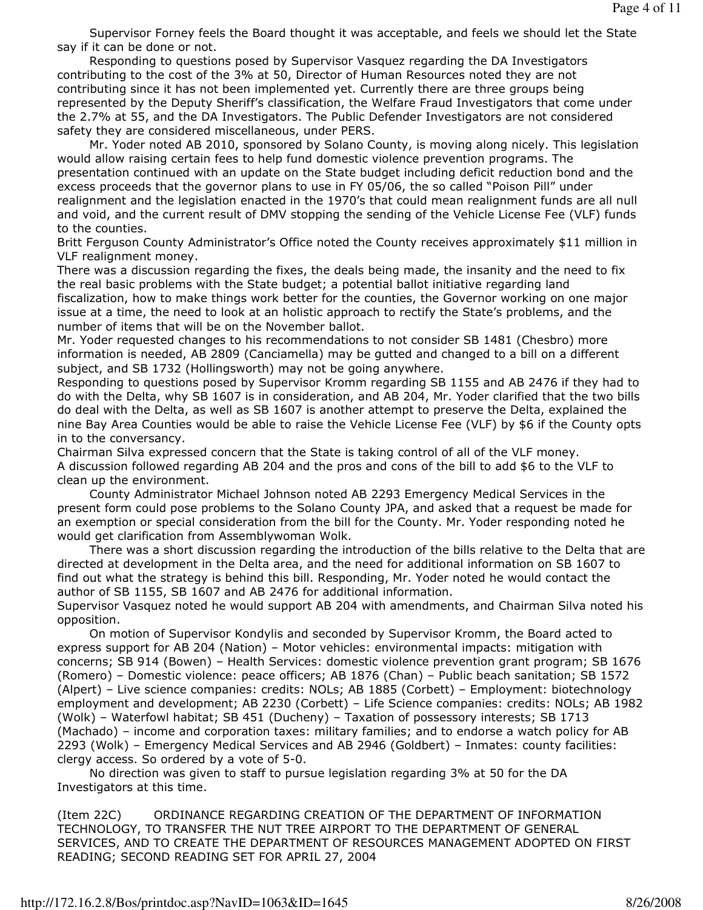Supervisor Forney feels the Board thought it was acceptable, and feels we should let the State say if it can be done or not.

Responding to questions posed by Supervisor Vasquez regarding the DA Investigators contributing to the cost of the 3% at 50, Director of Human Resources noted they are not contributing since it has not been implemented yet. Currently there are three groups being represented by the Deputy Sheriff's classification, the Welfare Fraud Investigators that come under the 2.7% at 55, and the DA Investigators. The Public Defender Investigators are not considered safety they are considered miscellaneous, under PERS.

Mr. Yoder noted AB 2010, sponsored by Solano County, is moving along nicely. This legislation would allow raising certain fees to help fund domestic violence prevention programs. The presentation continued with an update on the State budget including deficit reduction bond and the excess proceeds that the governor plans to use in FY 05/06, the so called "Poison Pill" under realignment and the legislation enacted in the 1970's that could mean realignment funds are all null and void, and the current result of DMV stopping the sending of the Vehicle License Fee (VLF) funds to the counties.

Britt Ferguson County Administrator's Office noted the County receives approximately $11 million in VLF realignment money.

There was a discussion regarding the fixes, the deals being made, the insanity and the need to fix the real basic problems with the State budget; a potential ballot initiative regarding land fiscalization, how to make things work better for the counties, the Governor working on one major issue at a time, the need to look at an holistic approach to rectify the State's problems, and the number of items that will be on the November ballot.

Mr. Yoder requested changes to his recommendations to not consider SB 1481 (Chesbro) more information is needed, AB 2809 (Canciamella) may be gutted and changed to a bill on a different subject, and SB 1732 (Hollingsworth) may not be going anywhere.

Responding to questions posed by Supervisor Kromm regarding SB 1155 and AB 2476 if they had to do with the Delta, why SB 1607 is in consideration, and AB 204, Mr. Yoder clarified that the two bills do deal with the Delta, as well as SB 1607 is another attempt to preserve the Delta, explained the nine Bay Area Counties would be able to raise the Vehicle License Fee (VLF) by $6 if the County opts in to the conversancy.

Chairman Silva expressed concern that the State is taking control of all of the VLF money.

A discussion followed regarding AB 204 and the pros and cons of the bill to add $6 to the VLF to clean up the environment.

County Administrator Michael Johnson noted AB 2293 Emergency Medical Services in the present form could pose problems to the Solano County JPA, and asked that a request be made for an exemption or special consideration from the bill for the County. Mr. Yoder responding noted he would get clarification from Assemblywoman Wolk.

There was a short discussion regarding the introduction of the bills relative to the Delta that are directed at development in the Delta area, and the need for additional information on SB 1607 to find out what the strategy is behind this bill. Responding, Mr. Yoder noted he would contact the author of SB 1155, SB 1607 and AB 2476 for additional information.

Supervisor Vasquez noted he would support AB 204 with amendments, and Chairman Silva noted his opposition.

On motion of Supervisor Kondylis and seconded by Supervisor Kromm, the Board acted to express support for AB 204 (Nation) – Motor vehicles: environmental impacts: mitigation with concerns; SB 914 (Bowen) – Health Services: domestic violence prevention grant program; SB 1676 (Romero) – Domestic violence: peace officers; AB 1876 (Chan) – Public beach sanitation; SB 1572 (Alpert) – Live science companies: credits: NOLs; AB 1885 (Corbett) – Employment: biotechnology employment and development; AB 2230 (Corbett) – Life Science companies: credits: NOLs; AB 1982 (Wolk) – Waterfowl habitat; SB 451 (Ducheny) – Taxation of possessory interests; SB 1713 (Machado) – income and corporation taxes: military families; and to endorse a watch policy for AB 2293 (Wolk) – Emergency Medical Services and AB 2946 (Goldbert) – Inmates: county facilities: clergy access. So ordered by a vote of 5-0.

No direction was given to staff to pursue legislation regarding 3% at 50 for the DA Investigators at this time.

(Item 22C) ORDINANCE REGARDING CREATION OF THE DEPARTMENT OF INFORMATION TECHNOLOGY, TO TRANSFER THE NUT TREE AIRPORT TO THE DEPARTMENT OF GENERAL SERVICES, AND TO CREATE THE DEPARTMENT OF RESOURCES MANAGEMENT ADOPTED ON FIRST READING; SECOND READING SET FOR APRIL 27, 2004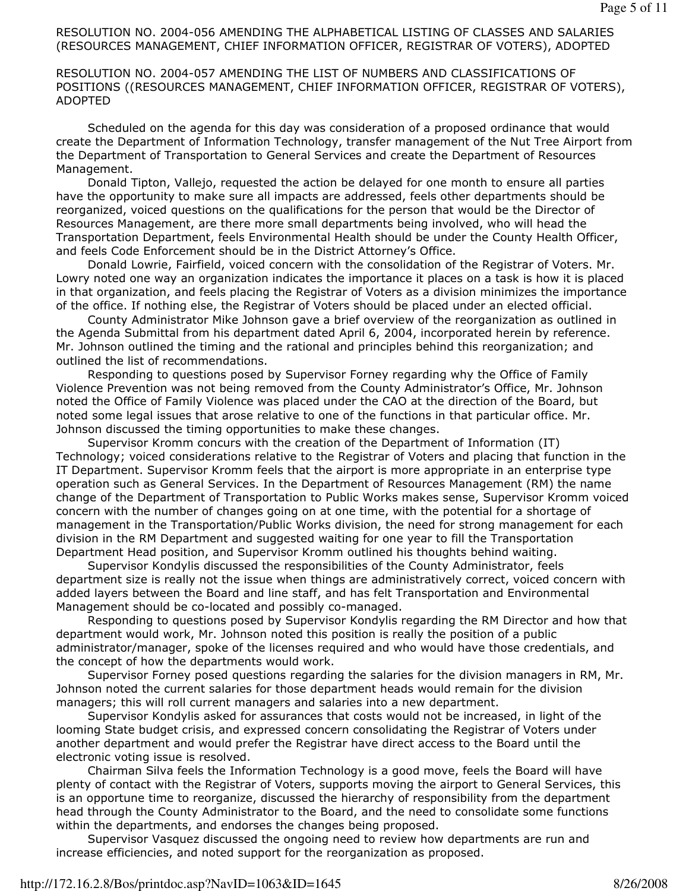RESOLUTION NO. 2004-056 AMENDING THE ALPHABETICAL LISTING OF CLASSES AND SALARIES (RESOURCES MANAGEMENT, CHIEF INFORMATION OFFICER, REGISTRAR OF VOTERS), ADOPTED

RESOLUTION NO. 2004-057 AMENDING THE LIST OF NUMBERS AND CLASSIFICATIONS OF POSITIONS ((RESOURCES MANAGEMENT, CHIEF INFORMATION OFFICER, REGISTRAR OF VOTERS), ADOPTED

Scheduled on the agenda for this day was consideration of a proposed ordinance that would create the Department of Information Technology, transfer management of the Nut Tree Airport from the Department of Transportation to General Services and create the Department of Resources Management.

Donald Tipton, Vallejo, requested the action be delayed for one month to ensure all parties have the opportunity to make sure all impacts are addressed, feels other departments should be reorganized, voiced questions on the qualifications for the person that would be the Director of Resources Management, are there more small departments being involved, who will head the Transportation Department, feels Environmental Health should be under the County Health Officer, and feels Code Enforcement should be in the District Attorney's Office.

Donald Lowrie, Fairfield, voiced concern with the consolidation of the Registrar of Voters. Mr. Lowry noted one way an organization indicates the importance it places on a task is how it is placed in that organization, and feels placing the Registrar of Voters as a division minimizes the importance of the office. If nothing else, the Registrar of Voters should be placed under an elected official.

County Administrator Mike Johnson gave a brief overview of the reorganization as outlined in the Agenda Submittal from his department dated April 6, 2004, incorporated herein by reference. Mr. Johnson outlined the timing and the rational and principles behind this reorganization; and outlined the list of recommendations.

Responding to questions posed by Supervisor Forney regarding why the Office of Family Violence Prevention was not being removed from the County Administrator's Office, Mr. Johnson noted the Office of Family Violence was placed under the CAO at the direction of the Board, but noted some legal issues that arose relative to one of the functions in that particular office. Mr. Johnson discussed the timing opportunities to make these changes.

Supervisor Kromm concurs with the creation of the Department of Information (IT) Technology; voiced considerations relative to the Registrar of Voters and placing that function in the IT Department. Supervisor Kromm feels that the airport is more appropriate in an enterprise type operation such as General Services. In the Department of Resources Management (RM) the name change of the Department of Transportation to Public Works makes sense, Supervisor Kromm voiced concern with the number of changes going on at one time, with the potential for a shortage of management in the Transportation/Public Works division, the need for strong management for each division in the RM Department and suggested waiting for one year to fill the Transportation Department Head position, and Supervisor Kromm outlined his thoughts behind waiting.

Supervisor Kondylis discussed the responsibilities of the County Administrator, feels department size is really not the issue when things are administratively correct, voiced concern with added layers between the Board and line staff, and has felt Transportation and Environmental Management should be co-located and possibly co-managed.

Responding to questions posed by Supervisor Kondylis regarding the RM Director and how that department would work, Mr. Johnson noted this position is really the position of a public administrator/manager, spoke of the licenses required and who would have those credentials, and the concept of how the departments would work.

Supervisor Forney posed questions regarding the salaries for the division managers in RM, Mr. Johnson noted the current salaries for those department heads would remain for the division managers; this will roll current managers and salaries into a new department.

Supervisor Kondylis asked for assurances that costs would not be increased, in light of the looming State budget crisis, and expressed concern consolidating the Registrar of Voters under another department and would prefer the Registrar have direct access to the Board until the electronic voting issue is resolved.

Chairman Silva feels the Information Technology is a good move, feels the Board will have plenty of contact with the Registrar of Voters, supports moving the airport to General Services, this is an opportune time to reorganize, discussed the hierarchy of responsibility from the department head through the County Administrator to the Board, and the need to consolidate some functions within the departments, and endorses the changes being proposed.

Supervisor Vasquez discussed the ongoing need to review how departments are run and increase efficiencies, and noted support for the reorganization as proposed.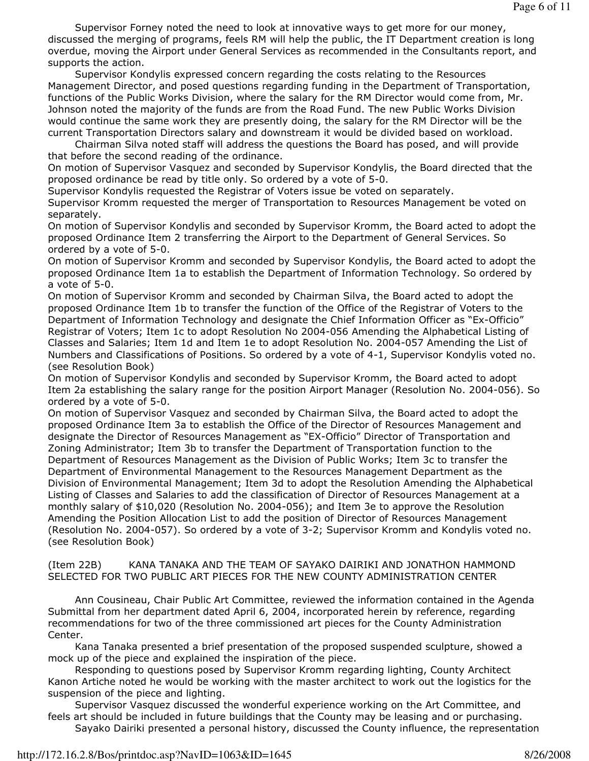Supervisor Forney noted the need to look at innovative ways to get more for our money, discussed the merging of programs, feels RM will help the public, the IT Department creation is long overdue, moving the Airport under General Services as recommended in the Consultants report, and supports the action.

Supervisor Kondylis expressed concern regarding the costs relating to the Resources Management Director, and posed questions regarding funding in the Department of Transportation, functions of the Public Works Division, where the salary for the RM Director would come from, Mr. Johnson noted the majority of the funds are from the Road Fund. The new Public Works Division would continue the same work they are presently doing, the salary for the RM Director will be the current Transportation Directors salary and downstream it would be divided based on workload.

Chairman Silva noted staff will address the questions the Board has posed, and will provide that before the second reading of the ordinance.

On motion of Supervisor Vasquez and seconded by Supervisor Kondylis, the Board directed that the proposed ordinance be read by title only. So ordered by a vote of 5-0.

Supervisor Kondylis requested the Registrar of Voters issue be voted on separately.

Supervisor Kromm requested the merger of Transportation to Resources Management be voted on separately.

On motion of Supervisor Kondylis and seconded by Supervisor Kromm, the Board acted to adopt the proposed Ordinance Item 2 transferring the Airport to the Department of General Services. So ordered by a vote of 5-0.

On motion of Supervisor Kromm and seconded by Supervisor Kondylis, the Board acted to adopt the proposed Ordinance Item 1a to establish the Department of Information Technology. So ordered by a vote of 5-0.

On motion of Supervisor Kromm and seconded by Chairman Silva, the Board acted to adopt the proposed Ordinance Item 1b to transfer the function of the Office of the Registrar of Voters to the Department of Information Technology and designate the Chief Information Officer as "Ex-Officio" Registrar of Voters; Item 1c to adopt Resolution No 2004-056 Amending the Alphabetical Listing of Classes and Salaries; Item 1d and Item 1e to adopt Resolution No. 2004-057 Amending the List of Numbers and Classifications of Positions. So ordered by a vote of 4-1, Supervisor Kondylis voted no. (see Resolution Book)

On motion of Supervisor Kondylis and seconded by Supervisor Kromm, the Board acted to adopt Item 2a establishing the salary range for the position Airport Manager (Resolution No. 2004-056). So ordered by a vote of 5-0.

On motion of Supervisor Vasquez and seconded by Chairman Silva, the Board acted to adopt the proposed Ordinance Item 3a to establish the Office of the Director of Resources Management and designate the Director of Resources Management as "EX-Officio" Director of Transportation and Zoning Administrator; Item 3b to transfer the Department of Transportation function to the Department of Resources Management as the Division of Public Works; Item 3c to transfer the Department of Environmental Management to the Resources Management Department as the Division of Environmental Management; Item 3d to adopt the Resolution Amending the Alphabetical Listing of Classes and Salaries to add the classification of Director of Resources Management at a monthly salary of $10,020 (Resolution No. 2004-056); and Item 3e to approve the Resolution Amending the Position Allocation List to add the position of Director of Resources Management (Resolution No. 2004-057). So ordered by a vote of 3-2; Supervisor Kromm and Kondylis voted no. (see Resolution Book)

(Item 22B) KANA TANAKA AND THE TEAM OF SAYAKO DAIRIKI AND JONATHON HAMMOND SELECTED FOR TWO PUBLIC ART PIECES FOR THE NEW COUNTY ADMINISTRATION CENTER

Ann Cousineau, Chair Public Art Committee, reviewed the information contained in the Agenda Submittal from her department dated April 6, 2004, incorporated herein by reference, regarding recommendations for two of the three commissioned art pieces for the County Administration Center.

Kana Tanaka presented a brief presentation of the proposed suspended sculpture, showed a mock up of the piece and explained the inspiration of the piece.

Responding to questions posed by Supervisor Kromm regarding lighting, County Architect Kanon Artiche noted he would be working with the master architect to work out the logistics for the suspension of the piece and lighting.

Supervisor Vasquez discussed the wonderful experience working on the Art Committee, and feels art should be included in future buildings that the County may be leasing and or purchasing.

Sayako Dairiki presented a personal history, discussed the County influence, the representation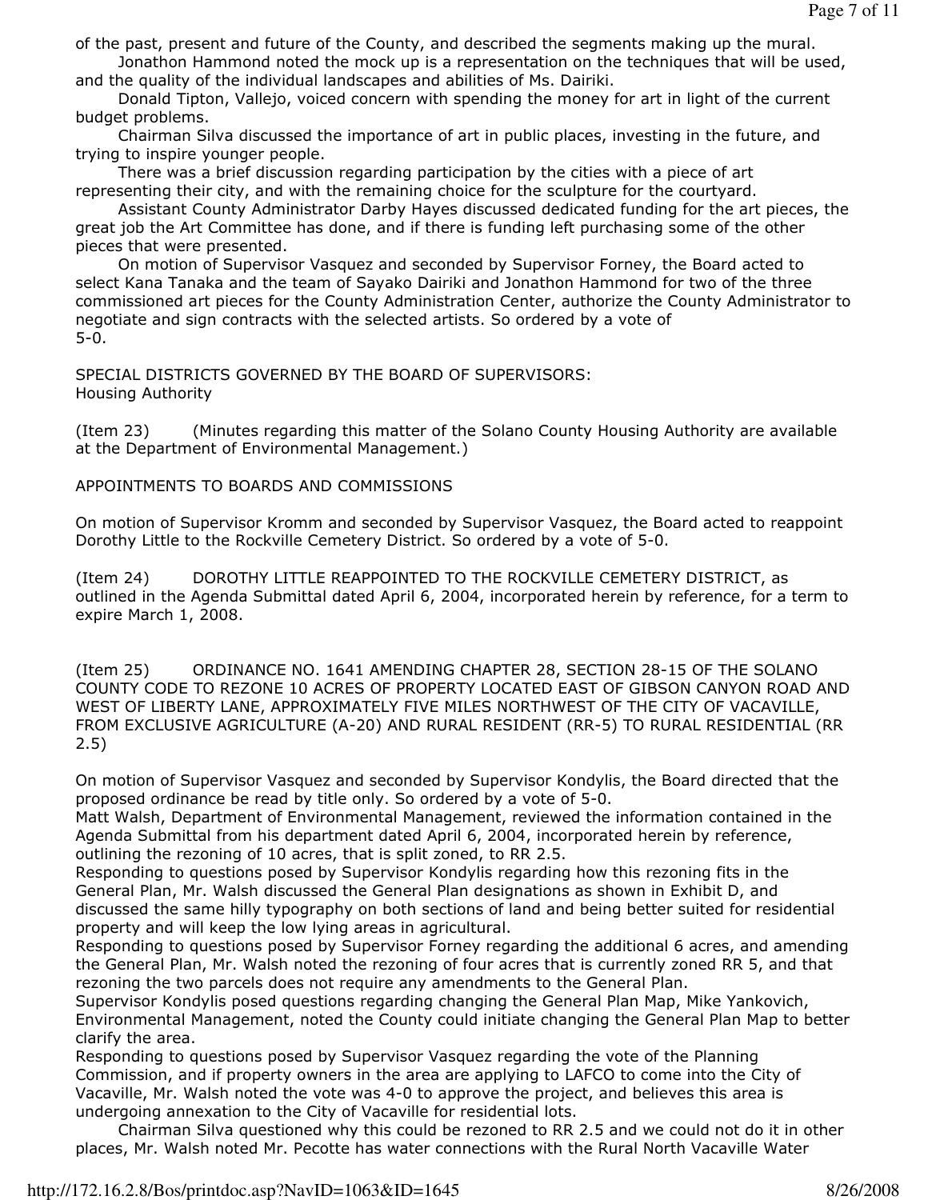of the past, present and future of the County, and described the segments making up the mural.

Jonathon Hammond noted the mock up is a representation on the techniques that will be used, and the quality of the individual landscapes and abilities of Ms. Dairiki.

Donald Tipton, Vallejo, voiced concern with spending the money for art in light of the current budget problems.

Chairman Silva discussed the importance of art in public places, investing in the future, and trying to inspire younger people.

There was a brief discussion regarding participation by the cities with a piece of art representing their city, and with the remaining choice for the sculpture for the courtyard.

Assistant County Administrator Darby Hayes discussed dedicated funding for the art pieces, the great job the Art Committee has done, and if there is funding left purchasing some of the other pieces that were presented.

On motion of Supervisor Vasquez and seconded by Supervisor Forney, the Board acted to select Kana Tanaka and the team of Sayako Dairiki and Jonathon Hammond for two of the three commissioned art pieces for the County Administration Center, authorize the County Administrator to negotiate and sign contracts with the selected artists. So ordered by a vote of 5-0.

SPECIAL DISTRICTS GOVERNED BY THE BOARD OF SUPERVISORS:
Housing Authority

(Item 23) (Minutes regarding this matter of the Solano County Housing Authority are available at the Department of Environmental Management.)

APPOINTMENTS TO BOARDS AND COMMISSIONS

On motion of Supervisor Kromm and seconded by Supervisor Vasquez, the Board acted to reappoint Dorothy Little to the Rockville Cemetery District. So ordered by a vote of 5-0.

(Item 24) DOROTHY LITTLE REAPPOINTED TO THE ROCKVILLE CEMETERY DISTRICT, as outlined in the Agenda Submittal dated April 6, 2004, incorporated herein by reference, for a term to expire March 1, 2008.

(Item 25) ORDINANCE NO. 1641 AMENDING CHAPTER 28, SECTION 28-15 OF THE SOLANO COUNTY CODE TO REZONE 10 ACRES OF PROPERTY LOCATED EAST OF GIBSON CANYON ROAD AND WEST OF LIBERTY LANE, APPROXIMATELY FIVE MILES NORTHWEST OF THE CITY OF VACAVILLE, FROM EXCLUSIVE AGRICULTURE (A-20) AND RURAL RESIDENT (RR-5) TO RURAL RESIDENTIAL (RR 2.5)

On motion of Supervisor Vasquez and seconded by Supervisor Kondylis, the Board directed that the proposed ordinance be read by title only. So ordered by a vote of 5-0.

Matt Walsh, Department of Environmental Management, reviewed the information contained in the Agenda Submittal from his department dated April 6, 2004, incorporated herein by reference, outlining the rezoning of 10 acres, that is split zoned, to RR 2.5.

Responding to questions posed by Supervisor Kondylis regarding how this rezoning fits in the General Plan, Mr. Walsh discussed the General Plan designations as shown in Exhibit D, and discussed the same hilly typography on both sections of land and being better suited for residential property and will keep the low lying areas in agricultural.

Responding to questions posed by Supervisor Forney regarding the additional 6 acres, and amending the General Plan, Mr. Walsh noted the rezoning of four acres that is currently zoned RR 5, and that rezoning the two parcels does not require any amendments to the General Plan.

Supervisor Kondylis posed questions regarding changing the General Plan Map, Mike Yankovich, Environmental Management, noted the County could initiate changing the General Plan Map to better clarify the area.

Responding to questions posed by Supervisor Vasquez regarding the vote of the Planning Commission, and if property owners in the area are applying to LAFCO to come into the City of Vacaville, Mr. Walsh noted the vote was 4-0 to approve the project, and believes this area is undergoing annexation to the City of Vacaville for residential lots.

Chairman Silva questioned why this could be rezoned to RR 2.5 and we could not do it in other places, Mr. Walsh noted Mr. Pecotte has water connections with the Rural North Vacaville Water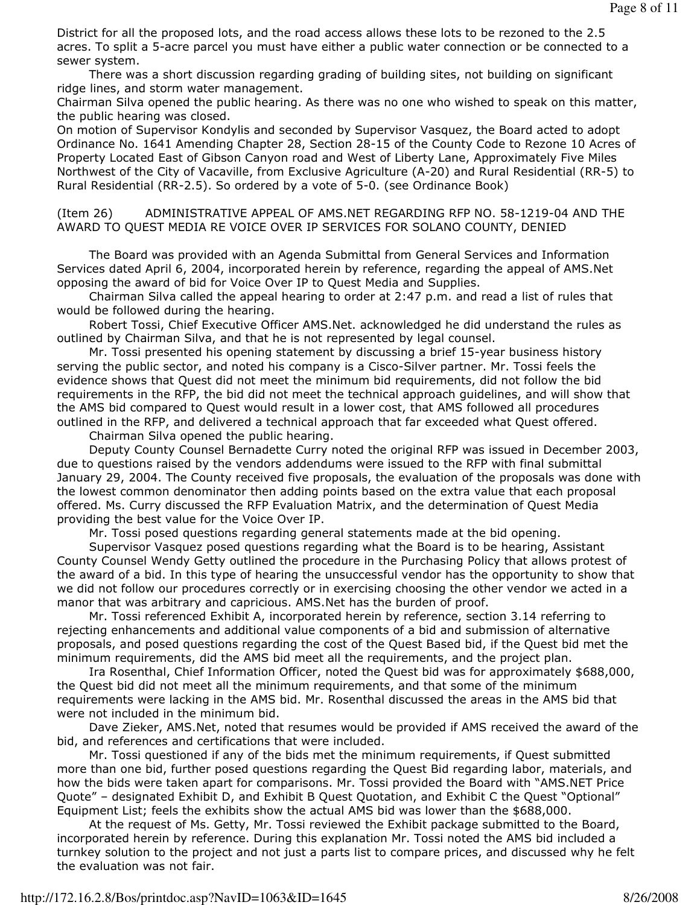District for all the proposed lots, and the road access allows these lots to be rezoned to the 2.5 acres. To split a 5-acre parcel you must have either a public water connection or be connected to a sewer system.

There was a short discussion regarding grading of building sites, not building on significant ridge lines, and storm water management.

Chairman Silva opened the public hearing. As there was no one who wished to speak on this matter, the public hearing was closed.

On motion of Supervisor Kondylis and seconded by Supervisor Vasquez, the Board acted to adopt Ordinance No. 1641 Amending Chapter 28, Section 28-15 of the County Code to Rezone 10 Acres of Property Located East of Gibson Canyon road and West of Liberty Lane, Approximately Five Miles Northwest of the City of Vacaville, from Exclusive Agriculture (A-20) and Rural Residential (RR-5) to Rural Residential (RR-2.5). So ordered by a vote of 5-0. (see Ordinance Book)

(Item 26) ADMINISTRATIVE APPEAL OF AMS.NET REGARDING RFP NO. 58-1219-04 AND THE AWARD TO QUEST MEDIA RE VOICE OVER IP SERVICES FOR SOLANO COUNTY, DENIED

The Board was provided with an Agenda Submittal from General Services and Information Services dated April 6, 2004, incorporated herein by reference, regarding the appeal of AMS.Net opposing the award of bid for Voice Over IP to Quest Media and Supplies.

Chairman Silva called the appeal hearing to order at 2:47 p.m. and read a list of rules that would be followed during the hearing.

Robert Tossi, Chief Executive Officer AMS.Net. acknowledged he did understand the rules as outlined by Chairman Silva, and that he is not represented by legal counsel.

Mr. Tossi presented his opening statement by discussing a brief 15-year business history serving the public sector, and noted his company is a Cisco-Silver partner. Mr. Tossi feels the evidence shows that Quest did not meet the minimum bid requirements, did not follow the bid requirements in the RFP, the bid did not meet the technical approach guidelines, and will show that the AMS bid compared to Quest would result in a lower cost, that AMS followed all procedures outlined in the RFP, and delivered a technical approach that far exceeded what Quest offered.

Chairman Silva opened the public hearing.

Deputy County Counsel Bernadette Curry noted the original RFP was issued in December 2003, due to questions raised by the vendors addendums were issued to the RFP with final submittal January 29, 2004. The County received five proposals, the evaluation of the proposals was done with the lowest common denominator then adding points based on the extra value that each proposal offered. Ms. Curry discussed the RFP Evaluation Matrix, and the determination of Quest Media providing the best value for the Voice Over IP.

Mr. Tossi posed questions regarding general statements made at the bid opening.

Supervisor Vasquez posed questions regarding what the Board is to be hearing, Assistant County Counsel Wendy Getty outlined the procedure in the Purchasing Policy that allows protest of the award of a bid. In this type of hearing the unsuccessful vendor has the opportunity to show that we did not follow our procedures correctly or in exercising choosing the other vendor we acted in a manor that was arbitrary and capricious. AMS.Net has the burden of proof.

Mr. Tossi referenced Exhibit A, incorporated herein by reference, section 3.14 referring to rejecting enhancements and additional value components of a bid and submission of alternative proposals, and posed questions regarding the cost of the Quest Based bid, if the Quest bid met the minimum requirements, did the AMS bid meet all the requirements, and the project plan.

Ira Rosenthal, Chief Information Officer, noted the Quest bid was for approximately $688,000, the Quest bid did not meet all the minimum requirements, and that some of the minimum requirements were lacking in the AMS bid. Mr. Rosenthal discussed the areas in the AMS bid that were not included in the minimum bid.

Dave Zieker, AMS.Net, noted that resumes would be provided if AMS received the award of the bid, and references and certifications that were included.

Mr. Tossi questioned if any of the bids met the minimum requirements, if Quest submitted more than one bid, further posed questions regarding the Quest Bid regarding labor, materials, and how the bids were taken apart for comparisons. Mr. Tossi provided the Board with "AMS.NET Price Quote" – designated Exhibit D, and Exhibit B Quest Quotation, and Exhibit C the Quest "Optional" Equipment List; feels the exhibits show the actual AMS bid was lower than the $688,000.

At the request of Ms. Getty, Mr. Tossi reviewed the Exhibit package submitted to the Board, incorporated herein by reference. During this explanation Mr. Tossi noted the AMS bid included a turnkey solution to the project and not just a parts list to compare prices, and discussed why he felt the evaluation was not fair.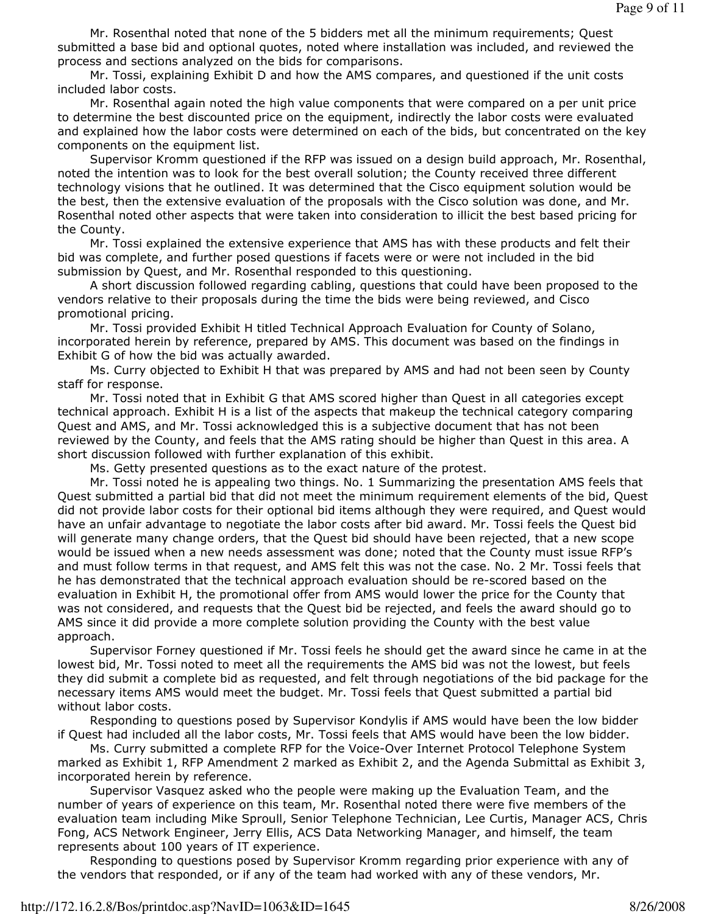Mr. Rosenthal noted that none of the 5 bidders met all the minimum requirements; Quest submitted a base bid and optional quotes, noted where installation was included, and reviewed the process and sections analyzed on the bids for comparisons.

Mr. Tossi, explaining Exhibit D and how the AMS compares, and questioned if the unit costs included labor costs.

Mr. Rosenthal again noted the high value components that were compared on a per unit price to determine the best discounted price on the equipment, indirectly the labor costs were evaluated and explained how the labor costs were determined on each of the bids, but concentrated on the key components on the equipment list.

Supervisor Kromm questioned if the RFP was issued on a design build approach, Mr. Rosenthal, noted the intention was to look for the best overall solution; the County received three different technology visions that he outlined. It was determined that the Cisco equipment solution would be the best, then the extensive evaluation of the proposals with the Cisco solution was done, and Mr. Rosenthal noted other aspects that were taken into consideration to illicit the best based pricing for the County.

Mr. Tossi explained the extensive experience that AMS has with these products and felt their bid was complete, and further posed questions if facets were or were not included in the bid submission by Quest, and Mr. Rosenthal responded to this questioning.

A short discussion followed regarding cabling, questions that could have been proposed to the vendors relative to their proposals during the time the bids were being reviewed, and Cisco promotional pricing.

Mr. Tossi provided Exhibit H titled Technical Approach Evaluation for County of Solano, incorporated herein by reference, prepared by AMS. This document was based on the findings in Exhibit G of how the bid was actually awarded.

Ms. Curry objected to Exhibit H that was prepared by AMS and had not been seen by County staff for response.

Mr. Tossi noted that in Exhibit G that AMS scored higher than Quest in all categories except technical approach. Exhibit H is a list of the aspects that makeup the technical category comparing Quest and AMS, and Mr. Tossi acknowledged this is a subjective document that has not been reviewed by the County, and feels that the AMS rating should be higher than Quest in this area. A short discussion followed with further explanation of this exhibit.

Ms. Getty presented questions as to the exact nature of the protest.

Mr. Tossi noted he is appealing two things. No. 1 Summarizing the presentation AMS feels that Quest submitted a partial bid that did not meet the minimum requirement elements of the bid, Quest did not provide labor costs for their optional bid items although they were required, and Quest would have an unfair advantage to negotiate the labor costs after bid award. Mr. Tossi feels the Quest bid will generate many change orders, that the Quest bid should have been rejected, that a new scope would be issued when a new needs assessment was done; noted that the County must issue RFP's and must follow terms in that request, and AMS felt this was not the case. No. 2 Mr. Tossi feels that he has demonstrated that the technical approach evaluation should be re-scored based on the evaluation in Exhibit H, the promotional offer from AMS would lower the price for the County that was not considered, and requests that the Quest bid be rejected, and feels the award should go to AMS since it did provide a more complete solution providing the County with the best value approach.

Supervisor Forney questioned if Mr. Tossi feels he should get the award since he came in at the lowest bid, Mr. Tossi noted to meet all the requirements the AMS bid was not the lowest, but feels they did submit a complete bid as requested, and felt through negotiations of the bid package for the necessary items AMS would meet the budget. Mr. Tossi feels that Quest submitted a partial bid without labor costs.

Responding to questions posed by Supervisor Kondylis if AMS would have been the low bidder if Quest had included all the labor costs, Mr. Tossi feels that AMS would have been the low bidder.

Ms. Curry submitted a complete RFP for the Voice-Over Internet Protocol Telephone System marked as Exhibit 1, RFP Amendment 2 marked as Exhibit 2, and the Agenda Submittal as Exhibit 3, incorporated herein by reference.

Supervisor Vasquez asked who the people were making up the Evaluation Team, and the number of years of experience on this team, Mr. Rosenthal noted there were five members of the evaluation team including Mike Sproull, Senior Telephone Technician, Lee Curtis, Manager ACS, Chris Fong, ACS Network Engineer, Jerry Ellis, ACS Data Networking Manager, and himself, the team represents about 100 years of IT experience.

Responding to questions posed by Supervisor Kromm regarding prior experience with any of the vendors that responded, or if any of the team had worked with any of these vendors, Mr.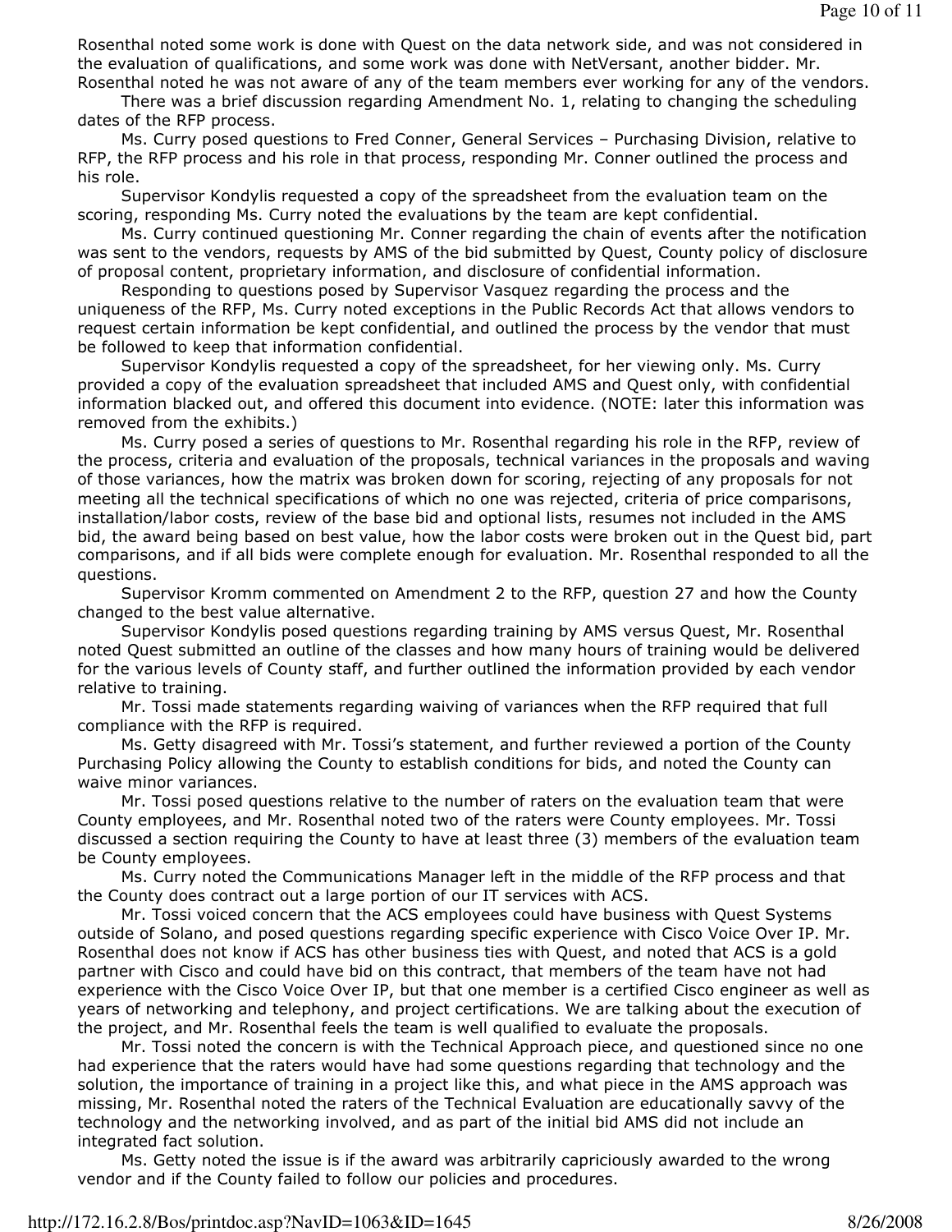Rosenthal noted some work is done with Quest on the data network side, and was not considered in the evaluation of qualifications, and some work was done with NetVersant, another bidder. Mr. Rosenthal noted he was not aware of any of the team members ever working for any of the vendors.

There was a brief discussion regarding Amendment No. 1, relating to changing the scheduling dates of the RFP process.

Ms. Curry posed questions to Fred Conner, General Services – Purchasing Division, relative to RFP, the RFP process and his role in that process, responding Mr. Conner outlined the process and his role.

Supervisor Kondylis requested a copy of the spreadsheet from the evaluation team on the scoring, responding Ms. Curry noted the evaluations by the team are kept confidential.

Ms. Curry continued questioning Mr. Conner regarding the chain of events after the notification was sent to the vendors, requests by AMS of the bid submitted by Quest, County policy of disclosure of proposal content, proprietary information, and disclosure of confidential information.

Responding to questions posed by Supervisor Vasquez regarding the process and the uniqueness of the RFP, Ms. Curry noted exceptions in the Public Records Act that allows vendors to request certain information be kept confidential, and outlined the process by the vendor that must be followed to keep that information confidential.

Supervisor Kondylis requested a copy of the spreadsheet, for her viewing only. Ms. Curry provided a copy of the evaluation spreadsheet that included AMS and Quest only, with confidential information blacked out, and offered this document into evidence. (NOTE: later this information was removed from the exhibits.)

Ms. Curry posed a series of questions to Mr. Rosenthal regarding his role in the RFP, review of the process, criteria and evaluation of the proposals, technical variances in the proposals and waving of those variances, how the matrix was broken down for scoring, rejecting of any proposals for not meeting all the technical specifications of which no one was rejected, criteria of price comparisons, installation/labor costs, review of the base bid and optional lists, resumes not included in the AMS bid, the award being based on best value, how the labor costs were broken out in the Quest bid, part comparisons, and if all bids were complete enough for evaluation. Mr. Rosenthal responded to all the questions.

Supervisor Kromm commented on Amendment 2 to the RFP, question 27 and how the County changed to the best value alternative.

Supervisor Kondylis posed questions regarding training by AMS versus Quest, Mr. Rosenthal noted Quest submitted an outline of the classes and how many hours of training would be delivered for the various levels of County staff, and further outlined the information provided by each vendor relative to training.

Mr. Tossi made statements regarding waiving of variances when the RFP required that full compliance with the RFP is required.

Ms. Getty disagreed with Mr. Tossi's statement, and further reviewed a portion of the County Purchasing Policy allowing the County to establish conditions for bids, and noted the County can waive minor variances.

Mr. Tossi posed questions relative to the number of raters on the evaluation team that were County employees, and Mr. Rosenthal noted two of the raters were County employees. Mr. Tossi discussed a section requiring the County to have at least three (3) members of the evaluation team be County employees.

Ms. Curry noted the Communications Manager left in the middle of the RFP process and that the County does contract out a large portion of our IT services with ACS.

Mr. Tossi voiced concern that the ACS employees could have business with Quest Systems outside of Solano, and posed questions regarding specific experience with Cisco Voice Over IP. Mr. Rosenthal does not know if ACS has other business ties with Quest, and noted that ACS is a gold partner with Cisco and could have bid on this contract, that members of the team have not had experience with the Cisco Voice Over IP, but that one member is a certified Cisco engineer as well as years of networking and telephony, and project certifications. We are talking about the execution of the project, and Mr. Rosenthal feels the team is well qualified to evaluate the proposals.

Mr. Tossi noted the concern is with the Technical Approach piece, and questioned since no one had experience that the raters would have had some questions regarding that technology and the solution, the importance of training in a project like this, and what piece in the AMS approach was missing, Mr. Rosenthal noted the raters of the Technical Evaluation are educationally savvy of the technology and the networking involved, and as part of the initial bid AMS did not include an integrated fact solution.

Ms. Getty noted the issue is if the award was arbitrarily capriciously awarded to the wrong vendor and if the County failed to follow our policies and procedures.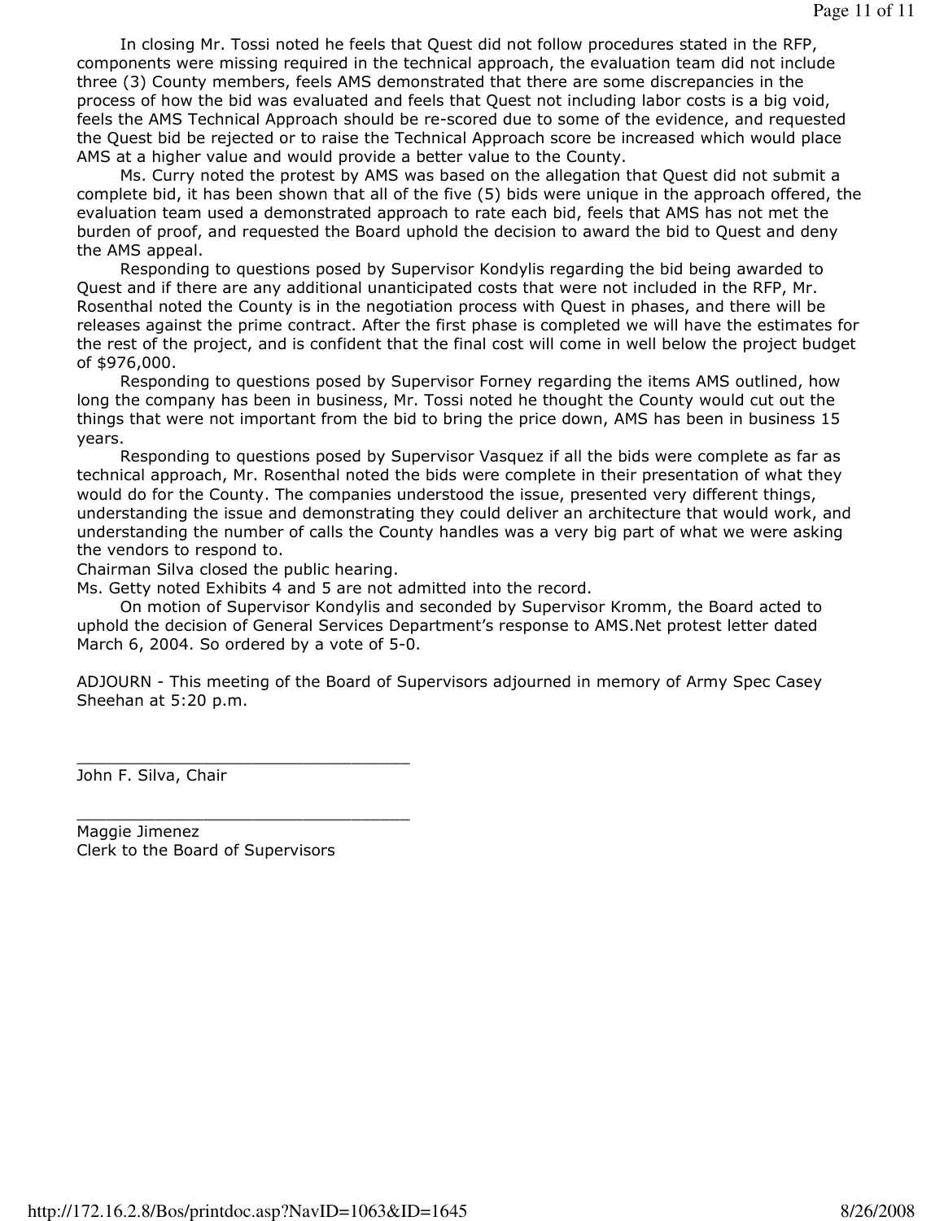In closing Mr. Tossi noted he feels that Quest did not follow procedures stated in the RFP, components were missing required in the technical approach, the evaluation team did not include three (3) County members, feels AMS demonstrated that there are some discrepancies in the process of how the bid was evaluated and feels that Quest not including labor costs is a big void, feels the AMS Technical Approach should be re-scored due to some of the evidence, and requested the Quest bid be rejected or to raise the Technical Approach score be increased which would place AMS at a higher value and would provide a better value to the County.

Ms. Curry noted the protest by AMS was based on the allegation that Quest did not submit a complete bid, it has been shown that all of the five (5) bids were unique in the approach offered, the evaluation team used a demonstrated approach to rate each bid, feels that AMS has not met the burden of proof, and requested the Board uphold the decision to award the bid to Quest and deny the AMS appeal.

Responding to questions posed by Supervisor Kondylis regarding the bid being awarded to Quest and if there are any additional unanticipated costs that were not included in the RFP, Mr. Rosenthal noted the County is in the negotiation process with Quest in phases, and there will be releases against the prime contract. After the first phase is completed we will have the estimates for the rest of the project, and is confident that the final cost will come in well below the project budget of $976,000.

Responding to questions posed by Supervisor Forney regarding the items AMS outlined, how long the company has been in business, Mr. Tossi noted he thought the County would cut out the things that were not important from the bid to bring the price down, AMS has been in business 15 years.

Responding to questions posed by Supervisor Vasquez if all the bids were complete as far as technical approach, Mr. Rosenthal noted the bids were complete in their presentation of what they would do for the County. The companies understood the issue, presented very different things, understanding the issue and demonstrating they could deliver an architecture that would work, and understanding the number of calls the County handles was a very big part of what we were asking the vendors to respond to.

Chairman Silva closed the public hearing.

Ms. Getty noted Exhibits 4 and 5 are not admitted into the record.

On motion of Supervisor Kondylis and seconded by Supervisor Kromm, the Board acted to uphold the decision of General Services Department's response to AMS.Net protest letter dated March 6, 2004. So ordered by a vote of 5-0.

ADJOURN - This meeting of the Board of Supervisors adjourned in memory of Army Spec Casey Sheehan at 5:20 p.m.

\_\_\_\_\_\_\_\_\_\_\_\_\_\_\_\_\_\_\_\_\_\_\_\_\_\_\_\_\_\_\_\_\_\_\_\_

John F. Silva, Chair

\_\_\_\_\_\_\_\_\_\_\_\_\_\_\_\_\_\_\_\_\_\_\_\_\_\_\_\_\_\_\_\_\_\_\_\_

Maggie Jimenez
Clerk to the Board of Supervisors